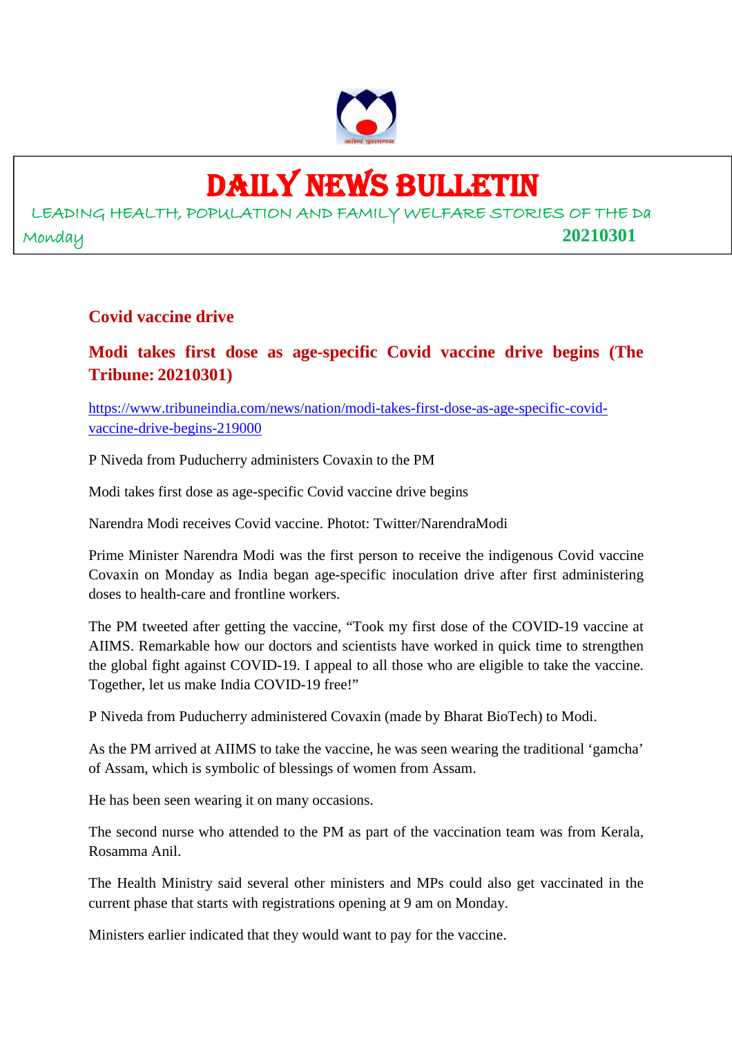# DAILY NEWS BULLETIN

LEADING HEALTH, POPULATION AND FAMILY WELFARE STORIES OF THE Da

Monday 20210301

## Covid vaccine drive

### Modi takes first dose as age-specific Covid vaccine drive begins (The Tribune: 20210301)

https://www.tribuneindia.com/news/nation/modi-takes-first-dose-as-age-specific-covid-vaccine-drive-begins-219000

P Niveda from Puducherry administers Covaxin to the PM

Modi takes first dose as age-specific Covid vaccine drive begins

Narendra Modi receives Covid vaccine. Photot: Twitter/NarendraModi

Prime Minister Narendra Modi was the first person to receive the indigenous Covid vaccine Covaxin on Monday as India began age-specific inoculation drive after first administering doses to health-care and frontline workers.

The PM tweeted after getting the vaccine, "Took my first dose of the COVID-19 vaccine at AIIMS. Remarkable how our doctors and scientists have worked in quick time to strengthen the global fight against COVID-19. I appeal to all those who are eligible to take the vaccine. Together, let us make India COVID-19 free!"

P Niveda from Puducherry administered Covaxin (made by Bharat BioTech) to Modi.

As the PM arrived at AIIMS to take the vaccine, he was seen wearing the traditional 'gamcha' of Assam, which is symbolic of blessings of women from Assam.

He has been seen wearing it on many occasions.

The second nurse who attended to the PM as part of the vaccination team was from Kerala, Rosamma Anil.

The Health Ministry said several other ministers and MPs could also get vaccinated in the current phase that starts with registrations opening at 9 am on Monday.

Ministers earlier indicated that they would want to pay for the vaccine.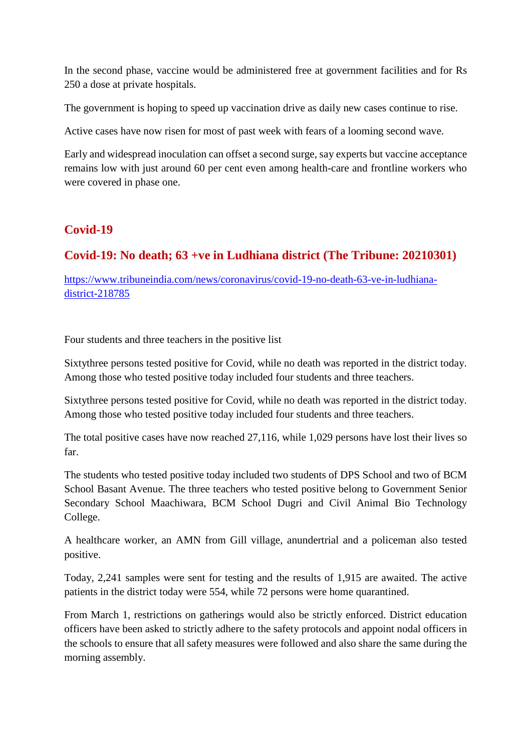In the second phase, vaccine would be administered free at government facilities and for Rs 250 a dose at private hospitals.

The government is hoping to speed up vaccination drive as daily new cases continue to rise.

Active cases have now risen for most of past week with fears of a looming second wave.

Early and widespread inoculation can offset a second surge, say experts but vaccine acceptance remains low with just around 60 per cent even among health-care and frontline workers who were covered in phase one.

## Covid-19

### Covid-19: No death; 63 +ve in Ludhiana district (The Tribune: 20210301)

https://www.tribuneindia.com/news/coronavirus/covid-19-no-death-63-ve-in-ludhiana-district-218785

Four students and three teachers in the positive list

Sixtythree persons tested positive for Covid, while no death was reported in the district today. Among those who tested positive today included four students and three teachers.

Sixtythree persons tested positive for Covid, while no death was reported in the district today. Among those who tested positive today included four students and three teachers.

The total positive cases have now reached 27,116, while 1,029 persons have lost their lives so far.

The students who tested positive today included two students of DPS School and two of BCM School Basant Avenue. The three teachers who tested positive belong to Government Senior Secondary School Maachiwara, BCM School Dugri and Civil Animal Bio Technology College.

A healthcare worker, an AMN from Gill village, anundertrial and a policeman also tested positive.

Today, 2,241 samples were sent for testing and the results of 1,915 are awaited. The active patients in the district today were 554, while 72 persons were home quarantined.

From March 1, restrictions on gatherings would also be strictly enforced. District education officers have been asked to strictly adhere to the safety protocols and appoint nodal officers in the schools to ensure that all safety measures were followed and also share the same during the morning assembly.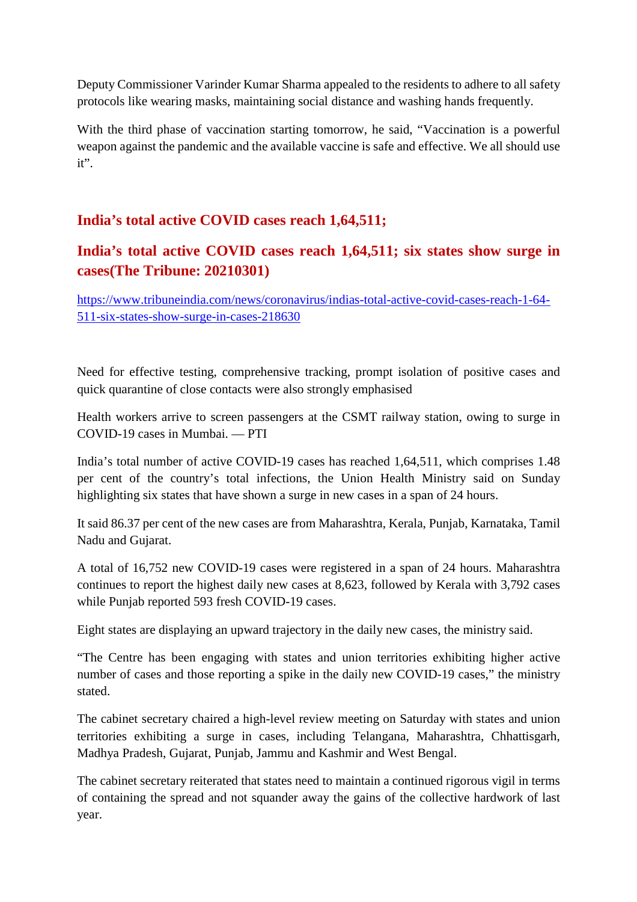Deputy Commissioner Varinder Kumar Sharma appealed to the residents to adhere to all safety protocols like wearing masks, maintaining social distance and washing hands frequently.

With the third phase of vaccination starting tomorrow, he said, “Vaccination is a powerful weapon against the pandemic and the available vaccine is safe and effective. We all should use it”.

## India’s total active COVID cases reach 1,64,511;

## India’s total active COVID cases reach 1,64,511; six states show surge in cases(The Tribune: 20210301)

https://www.tribuneindia.com/news/coronavirus/indias-total-active-covid-cases-reach-1-64-511-six-states-show-surge-in-cases-218630

Need for effective testing, comprehensive tracking, prompt isolation of positive cases and quick quarantine of close contacts were also strongly emphasised

Health workers arrive to screen passengers at the CSMT railway station, owing to surge in COVID-19 cases in Mumbai. — PTI

India’s total number of active COVID-19 cases has reached 1,64,511, which comprises 1.48 per cent of the country’s total infections, the Union Health Ministry said on Sunday highlighting six states that have shown a surge in new cases in a span of 24 hours.

It said 86.37 per cent of the new cases are from Maharashtra, Kerala, Punjab, Karnataka, Tamil Nadu and Gujarat.

A total of 16,752 new COVID-19 cases were registered in a span of 24 hours. Maharashtra continues to report the highest daily new cases at 8,623, followed by Kerala with 3,792 cases while Punjab reported 593 fresh COVID-19 cases.

Eight states are displaying an upward trajectory in the daily new cases, the ministry said.

“The Centre has been engaging with states and union territories exhibiting higher active number of cases and those reporting a spike in the daily new COVID-19 cases,” the ministry stated.

The cabinet secretary chaired a high-level review meeting on Saturday with states and union territories exhibiting a surge in cases, including Telangana, Maharashtra, Chhattisgarh, Madhya Pradesh, Gujarat, Punjab, Jammu and Kashmir and West Bengal.

The cabinet secretary reiterated that states need to maintain a continued rigorous vigil in terms of containing the spread and not squander away the gains of the collective hardwork of last year.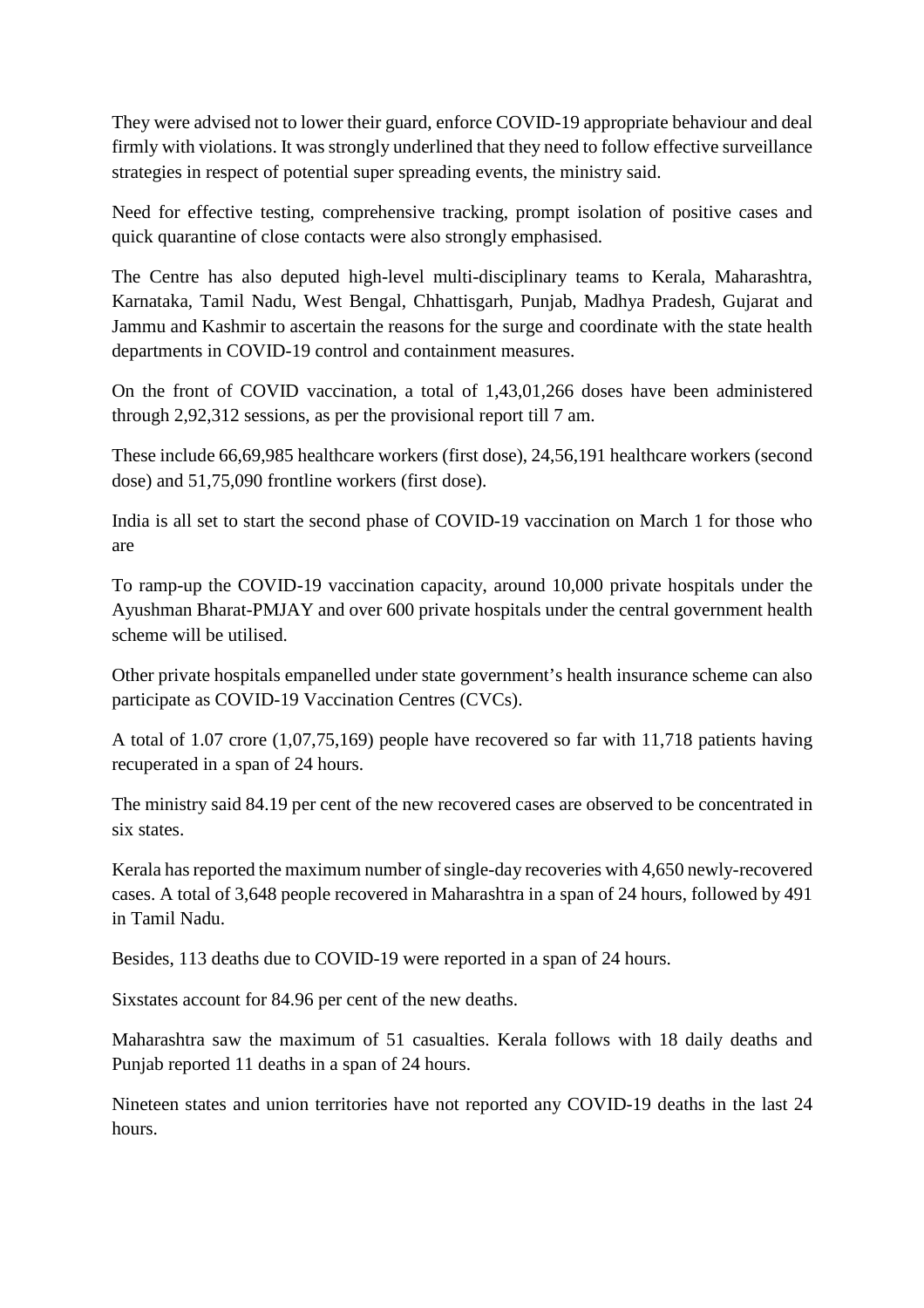They were advised not to lower their guard, enforce COVID-19 appropriate behaviour and deal firmly with violations. It was strongly underlined that they need to follow effective surveillance strategies in respect of potential super spreading events, the ministry said.

Need for effective testing, comprehensive tracking, prompt isolation of positive cases and quick quarantine of close contacts were also strongly emphasised.

The Centre has also deputed high-level multi-disciplinary teams to Kerala, Maharashtra, Karnataka, Tamil Nadu, West Bengal, Chhattisgarh, Punjab, Madhya Pradesh, Gujarat and Jammu and Kashmir to ascertain the reasons for the surge and coordinate with the state health departments in COVID-19 control and containment measures.

On the front of COVID vaccination, a total of 1,43,01,266 doses have been administered through 2,92,312 sessions, as per the provisional report till 7 am.

These include 66,69,985 healthcare workers (first dose), 24,56,191 healthcare workers (second dose) and 51,75,090 frontline workers (first dose).

India is all set to start the second phase of COVID-19 vaccination on March 1 for those who are

To ramp-up the COVID-19 vaccination capacity, around 10,000 private hospitals under the Ayushman Bharat-PMJAY and over 600 private hospitals under the central government health scheme will be utilised.

Other private hospitals empanelled under state government's health insurance scheme can also participate as COVID-19 Vaccination Centres (CVCs).

A total of 1.07 crore (1,07,75,169) people have recovered so far with 11,718 patients having recuperated in a span of 24 hours.

The ministry said 84.19 per cent of the new recovered cases are observed to be concentrated in six states.

Kerala has reported the maximum number of single-day recoveries with 4,650 newly-recovered cases. A total of 3,648 people recovered in Maharashtra in a span of 24 hours, followed by 491 in Tamil Nadu.

Besides, 113 deaths due to COVID-19 were reported in a span of 24 hours.

Sixstates account for 84.96 per cent of the new deaths.

Maharashtra saw the maximum of 51 casualties. Kerala follows with 18 daily deaths and Punjab reported 11 deaths in a span of 24 hours.

Nineteen states and union territories have not reported any COVID-19 deaths in the last 24 hours.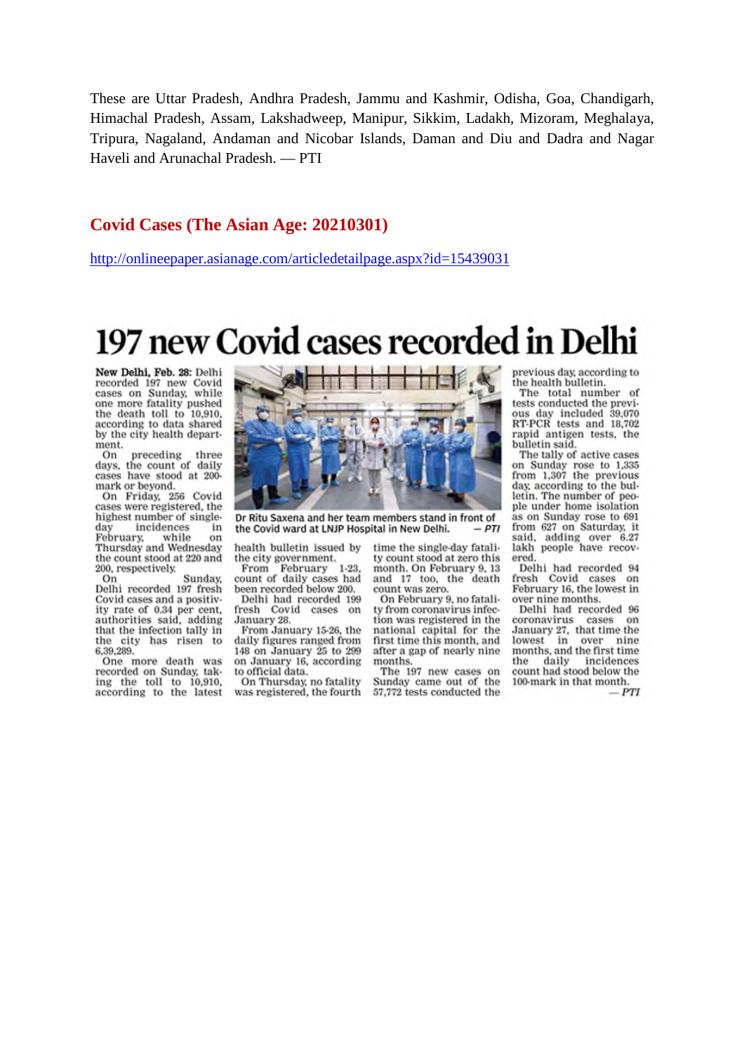These are Uttar Pradesh, Andhra Pradesh, Jammu and Kashmir, Odisha, Goa, Chandigarh, Himachal Pradesh, Assam, Lakshadweep, Manipur, Sikkim, Ladakh, Mizoram, Meghalaya, Tripura, Nagaland, Andaman and Nicobar Islands, Daman and Diu and Dadra and Nagar Haveli and Arunachal Pradesh. — PTI

## Covid Cases (The Asian Age: 20210301)

http://onlineepaper.asianage.com/articledetailpage.aspx?id=15439031

# 197 new Covid cases recorded in Delhi

**New Delhi, Feb. 28:** Delhi recorded 197 new Covid cases on Sunday, while one more fatality pushed the death toll to 10,910, according to data shared by the city health department.

On preceding three days, the count of daily cases have stood at 200-mark or beyond.

On Friday, 256 Covid cases were registered, the highest number of single-day incidences in February, while on Thursday and Wednesday the count stood at 220 and 200, respectively.

On Sunday, Delhi recorded 197 fresh Covid cases and a positivity rate of 0.34 per cent, authorities said, adding that the infection tally in the city has risen to 6,39,289.

One more death was recorded on Sunday, taking the toll to 10,910, according to the latest health bulletin issued by the city government.

Dr Ritu Saxena and her team members stand in front of the Covid ward at LNJP Hospital in New Delhi. — *PTI*

From February 1-23, count of daily cases had been recorded below 200.

Delhi had recorded 199 fresh Covid cases on January 28.

From January 15-26, the daily figures ranged from 148 on January 25 to 299 on January 16, according to official data.

On Thursday, no fatality was registered, the fourth time the single-day fatality count stood at zero this month. On February 9, 13 and 17 too, the death count was zero.

On February 9, no fatality from coronavirus infection was registered in the national capital for the first time this month, and after a gap of nearly nine months.

The 197 new cases on Sunday came out of the 57,772 tests conducted the previous day, according to the health bulletin.

The total number of tests conducted the previous day included 39,070 RT-PCR tests and 18,702 rapid antigen tests, the bulletin said.

The tally of active cases on Sunday rose to 1,335 from 1,307 the previous day, according to the bulletin. The number of people under home isolation as on Sunday rose to 691 from 627 on Saturday, it said, adding over 6.27 lakh people have recovered.

Delhi had recorded 94 fresh Covid cases on February 16, the lowest in over nine months.

Delhi had recorded 96 coronavirus cases on January 27, that time the lowest in over nine months, and the first time the daily incidences count had stood below the 100-mark in that month.

— *PTI*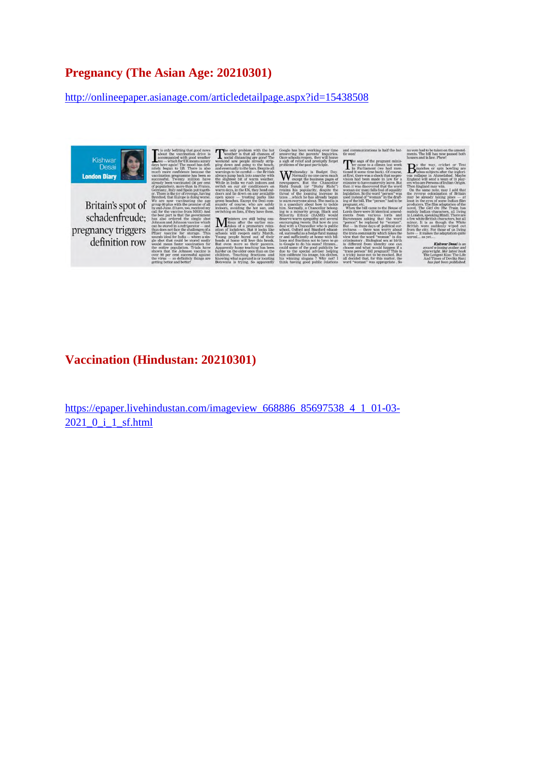## Pregnancy (The Asian Age: 20210301)

http://onlineepaper.asianage.com/articledetailpage.aspx?id=15438508

Kishwar Desai

London Diary

# Britain's spot of schadenfreude; pregnancy triggers definition row

It is only befitting that good news about the vaccination drive is accompanied with good weather too — which for UK means sunny days here again! The mood has definitely begun to lift. There is also much more confidence because the vaccination programme has been so successful. Twenty million have already been vaccinated (36 per cent of population), more than in France, Germany, Italy and Spain put together. There is the joy of revenge, having Brexited, that Europe is doing worse. We are now vaccinating the age group 60 plus with the promise of all by end-June. (I have, too, received my call for the vaccine from NHS!) And the best part is that the government has also ordered the single shot Johnson and Johnson vaccine which can be stored in a refrigerator — and thus does not face the challenges of a Pfizer vaccine for storage. This sounds ideal for India — where a single shot that could be stored easily would mean faster vaccination for the entire population. Trials have shown that the Johnson vaccine is over 90 per cent successful against the virus — so definitely things are getting better and better!

The only problem with the hot weather is that all chances of social distancing are gone! The weekend saw people already stripping down and going to the beach, and eventually to the bars. Despite all warnings to be careful — the British always jump back into anarchy with the slightest bit of warm weather. While in India we rush indoors and switch on our air conditioners on warm days, in the UK, they head outdoors and lie down on any available open space — treating parks like green beaches. Except the Desi community of course, who are safely indoors, avoiding the hot sun, and switching on fans, if they have them.

Ministers are still being cautious after the earlier mistakes of a premature relaxation of lockdown. But it looks like schools will reopen early March. Young people bored out of their heads at home will love this break. But even more so their parents. Apparently home teaching has been harder on the older ones than on the children. Teaching fractions and knowing what a gerund is or locating Botswana is trying. So apparently Google has been working over time answering the parents' inquiries. Once schools reopen, they will heave a sigh of relief and promptly forget problems of the past participle.

Wednesday is Budget Day. Normally no one cares much except the business pages of newspapers. But the Chancellor Rishi Sunak (or "Dishy Rishi") retains his popularity, despite the threat of the looming increase in taxes ...which he has already begun to warm everyone about. The media is in a quandary about how to tackle him. Normally, a Chancellor belonging to a minority group, Black and Minority Ethnic (BAME) would deserve warm sympathy and several encouraging tweets. But how do you deal with a Chancellor who is public school, Oxford and Stanford educated, successful as a hedge fund manager and sufficiently at home with billions and fractions not to have to go to Google to do his sums? Hmmm... could some of the good publicity be due to the special adviser helping him calibrate his image, his clothes, his winning slogans ? Why not? I think having good public relations and communications is half the battle won!

The saga of the pregnant minister came to a climax last week in Parliament (we had mentioned it some time back). Of course, at first, there was a shock that no provision had been made in law for a minister to have maternity leave. But then it was discovered that the word woman (or man) falls foul of equality legislation. So the word "person" was used instead of "woman" in the drafting of the bill. The "person" had to be pregnant, etc.

When the bill came to the House of Lords there were 38 identical amendments from various lords and Baronesses asking that the word "person" be replaced by "woman". But — in these days of political correctness — there was worry about the trans community which takes the view that the word "woman" is discriminatory . Biological sex at birth is different from identity one can choose and what would happen if a "trans person" fell pregnant? This is a tricky issue not to be mocked. But all decided that, for this matter, the word "woman" was appropriate . So no vote had to be taken on the amendments. The bill has now passed both houses and is law. Phew!

By the way, cricket or Test matches or spin bowling are taboo subjects after the inglorious collapse in Ahmedabad. Maybe England will send a team of 11 players who are Persons of Indian Origin. Then England may win.

On the same note, may I add that the reverse colonisation of Britain may be already taking place — at least in the eyes of some Indian film producers. The film adaptation of the novel, *The Girl On The Train*, has mainly Indian characters, all living in London, speaking Hindi. There are a few white British characters, but all minor. It is as though the White British were suddenly wiped out from the city. For those of us living here — it makes the adaptation quite unreal... as yet....

*Kishwar Desai is an award winning author and playwright. Her latest book The Longest Kiss: The Life And Times of Devika Rani has just been published.*

## Vaccination (Hindustan: 20210301)

https://epaper.livehindustan.com/imageview_668886_85697538_4_1_01-03-2021_0_i_1_sf.html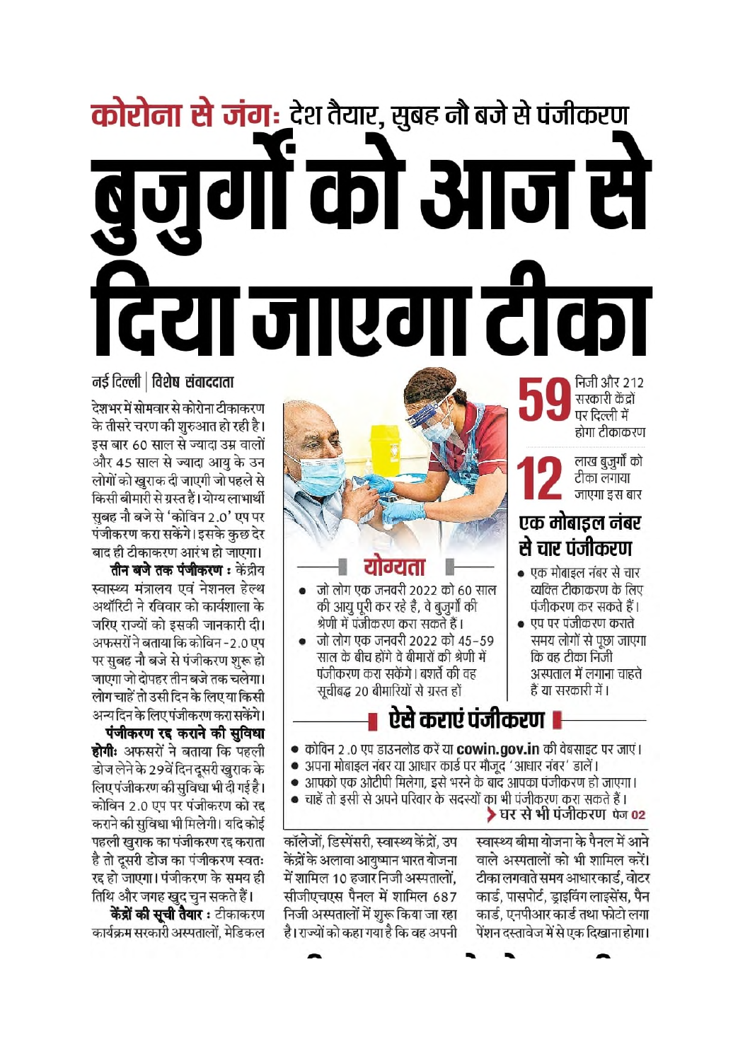## कोरोना से जंगः देश तैयार, सुबह नौ बजे से पंजीकरण

# बुजुर्गों को आज से दिया जाएगा टीका

नई दिल्ली | विशेष संवाददाता

देशभर में सोमवार से कोरोना टीकाकरण के तीसरे चरण की शुरुआत हो रही है। इस बार 60 साल से ज्यादा उम्र वालों और 45 साल से ज्यादा आयु के उन लोगों को खुराक दी जाएगी जो पहले से किसी बीमारी से ग्रस्त हैं। योग्य लाभार्थी सुबह नौ बजे से 'कोविन 2.0' एप पर पंजीकरण करा सकेंगे। इसके कुछ देर बाद ही टीकाकरण आरंभ हो जाएगा।

**तीन बजे तक पंजीकरण :** केंद्रीय स्वास्थ्य मंत्रालय एवं नेशनल हेल्थ अथॉरिटी ने रविवार को कार्यशाला के जरिए राज्यों को इसकी जानकारी दी। अफसरों ने बताया कि कोविन-2.0 एप पर सुबह नौ बजे से पंजीकरण शुरू हो जाएगा जो दोपहर तीन बजे तक चलेगा। लोग चाहें तो उसी दिन के लिए या किसी अन्य दिन के लिए पंजीकरण करा सकेंगे।

**पंजीकरण रद्द कराने की सुविधा होगीः** अफसरों ने बताया कि पहली डोज लेने के 29वें दिन दूसरी खुराक के लिए पंजीकरण की सुविधा भी दी गई है। कोविन 2.0 एप पर पंजीकरण को रद्द कराने की सुविधा भी मिलेगी। यदि कोई पहली खुराक का पंजीकरण रद्द कराता है तो दूसरी डोज का पंजीकरण स्वतः रद्द हो जाएगा। पंजीकरण के समय ही तिथि और जगह खुद चुन सकते हैं।

**केंद्रों की सूची तैयार :** टीकाकरण कार्यक्रम सरकारी अस्पतालों, मेडिकल कॉलेजों, डिस्पेंसरी, स्वास्थ्य केंद्रों, उप केंद्रों के अलावा आयुष्मान भारत योजना में शामिल 10 हजार निजी अस्पतालों, सीजीएचएस पैनल में शामिल 687 निजी अस्पतालों में शुरू किया जा रहा है। राज्यों को कहा गया है कि वह अपनी स्वास्थ्य बीमा योजना के पैनल में आने वाले अस्पतालों को भी शामिल करें। टीका लगवाते समय आधारकार्ड, वोटर कार्ड, पासपोर्ट, ड्राइविंग लाइसेंस, पैन कार्ड, एनपीआर कार्ड तथा फोटो लगा पेंशन दस्तावेज में से एक दिखाना होगा।

### योग्यता

- जो लोग एक जनवरी 2022 को 60 साल की आयु पूरी कर रहे है, वे बुजुर्गों की श्रेणी में पंजीकरण करा सकते हैं।
- जो लोग एक जनवरी 2022 को 45-59 साल के बीच होंगे वे बीमारों की श्रेणी में पंजीकरण करा सकेंगे। बशर्ते की वह सूचीबद्ध 20 बीमारियों से ग्रस्त हों

**59** निजी और 212 सरकारी केंद्रों पर दिल्ली में होगा टीकाकरण

**12** लाख बुजुर्गों को टीका लगाया जाएगा इस बार

### एक मोबाइल नंबर से चार पंजीकरण

- एक मोबाइल नंबर से चार व्यक्ति टीकाकरण के लिए पंजीकरण कर सकते हैं।
- एप पर पंजीकरण कराते समय लोगों से पूछा जाएगा कि वह टीका निजी अस्पताल में लगाना चाहते हैं या सरकारी में।

### ऐसे कराएं पंजीकरण

- कोविन 2.0 एप डाउनलोड करें या **cowin.gov.in** की वेबसाइट पर जाएं।
- अपना मोबाइल नंबर या आधार कार्ड पर मौजूद 'आधार नंबर' डालें।
- आपको एक ओटीपी मिलेगा, इसे भरने के बाद आपका पंजीकरण हो जाएगा।
- चाहें तो इसी से अपने परिवार के सदस्यों का भी पंजीकरण करा सकते हैं।

**> घर से भी पंजीकरण पेज 02**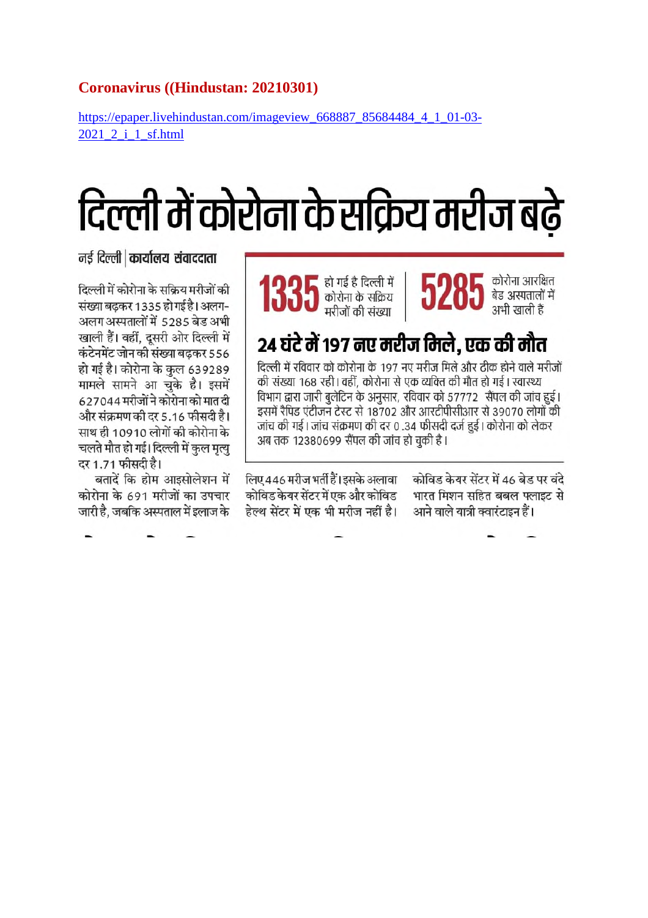**Coronavirus ((Hindustan: 20210301)**

https://epaper.livehindustan.com/imageview_668887_85684484_4_1_01-03-2021_2_i_1_sf.html

# दिल्ली में कोरोना के सक्रिय मरीज बढ़े

नई दिल्ली | **कार्यालय संवाददाता**

दिल्ली में कोरोना के सक्रिय मरीजों की संख्या बढ़कर 1335 हो गई है। अलग-अलग अस्पतालों में 5285 बेड अभी खाली हैं। वहीं, दूसरी ओर दिल्ली में कंटेनमेंट जोन की संख्या बढ़कर 556 हो गई है। कोरोना के कुल 639289 मामले सामने आ चुके है। इसमें 627044 मरीजों ने कोरोना को मात दी और संक्रमण की दर 5.16 फीसदी है। साथ ही 10910 लोगों की कोरोना के चलते मौत हो गई। दिल्ली में कुल मृत्यु दर 1.71 फीसदी है।

बतादें कि होम आइसोलेशन में कोरोना के 691 मरीजों का उपचार जारी है, जबकि अस्पताल में इलाज के लिए 446 मरीज भर्ती हैं। इसके अलावा कोविड केयर सेंटर में एक और कोविड हेल्थ सेंटर में एक भी मरीज नहीं है। कोविड केयर सेंटर में 46 बेड पर वंदे भारत मिशन सहित बबल फ्लाइट से आने वाले यात्री क्वारंटाइन हैं।

**1335** हो गई है दिल्ली में कोरोना के सक्रिय मरीजों की संख्या

**5285** कोरोना आरक्षित बेड अस्पतालों में अभी खाली है

## 24 घंटे में 197 नए मरीज मिले, एक की मौत

दिल्ली में रविवार को कोरोना के 197 नए मरीज मिले और ठीक होने वाले मरीजों की संख्या 168 रही। वहीं, कोरोना से एक व्यक्ति की मौत हो गई। स्वास्थ्य विभाग द्वारा जारी बुलेटिन के अनुसार, रविवार को 57772 सैंपल की जांच हुई। इसमें रैपिड एंटीजन टेस्ट से 18702 और आरटीपीसीआर से 39070 लोगों की जांच की गई। जांच संक्रमण की दर 0.34 फीसदी दर्ज हुई। कोरोना को लेकर अब तक 12380699 सैंपल की जांच हो चुकी है।